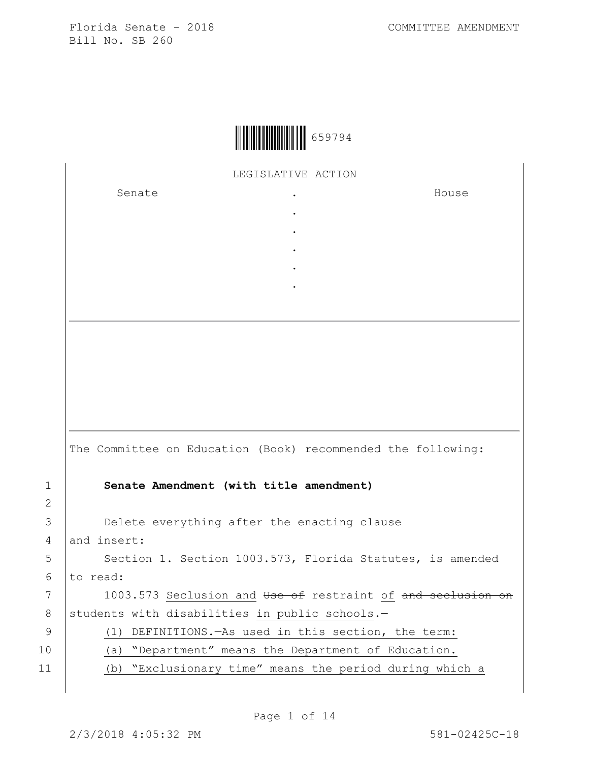Florida Senate - 2018
Bill No. SB 260

COMMITTEE AMENDMENT

659794

LEGISLATIVE ACTION

| Senate | . | House |
| --- | --- | --- |
| | . | |
| | . | |
| | . | |
| | . | |
| | . | |

The Committee on Education (Book) recommended the following:

1 **Senate Amendment (with title amendment)**

2

3 Delete everything after the enacting clause

4 and insert:

5 Section 1. Section 1003.573, Florida Statutes, is amended

6 to read:

7 1003.573 Seclusion and ~~Use of~~ restraint of ~~and seclusion on~~

8 students with disabilities in public schools.—

9 (1) DEFINITIONS.—As used in this section, the term:

10 (a) "Department" means the Department of Education.

11 (b) "Exclusionary time" means the period during which a

2/3/2018 4:05:32 PM 581-02425C-18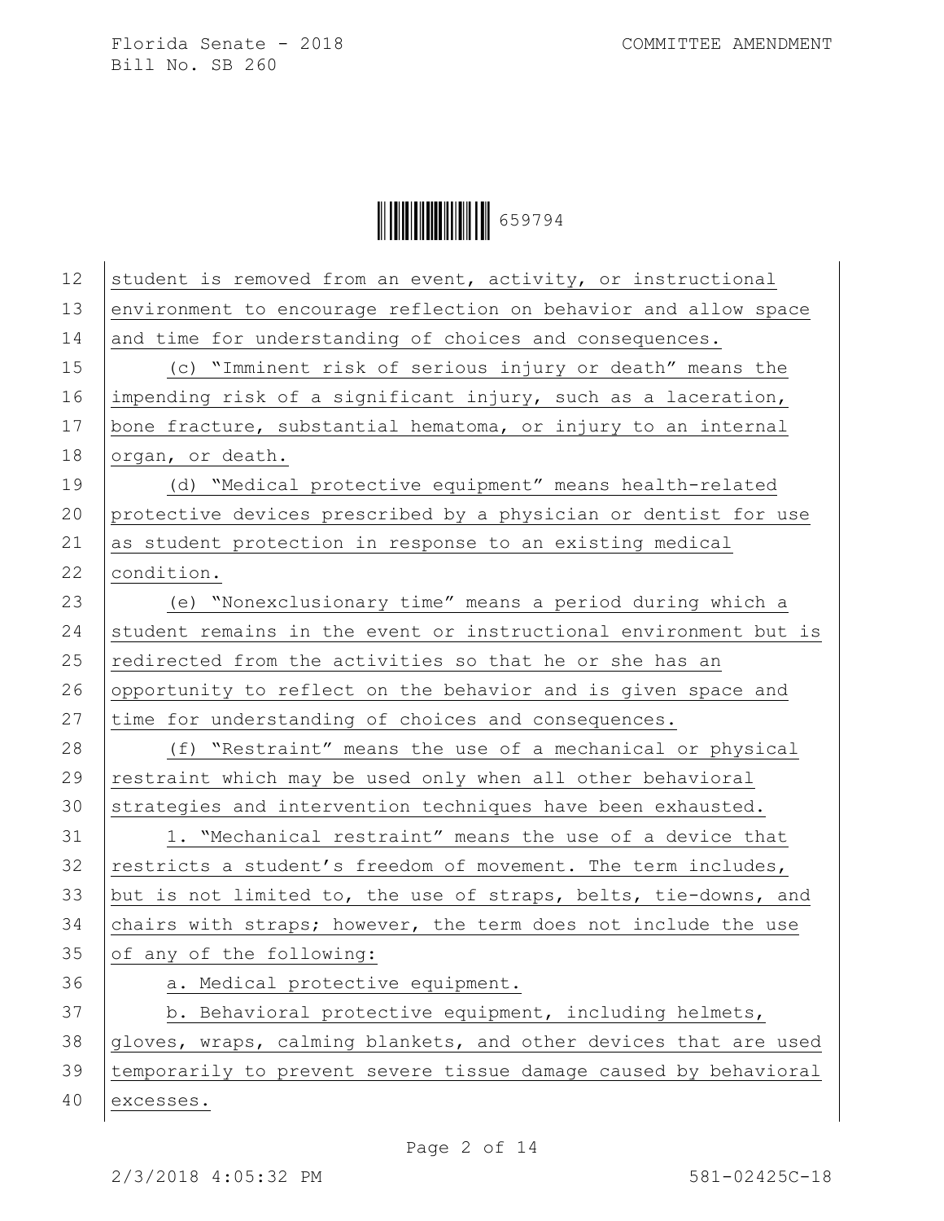student is removed from an event, activity, or instructional environment to encourage reflection on behavior and allow space and time for understanding of choices and consequences.

(c) "Imminent risk of serious injury or death" means the impending risk of a significant injury, such as a laceration, bone fracture, substantial hematoma, or injury to an internal organ, or death.

(d) "Medical protective equipment" means health-related protective devices prescribed by a physician or dentist for use as student protection in response to an existing medical condition.

(e) "Nonexclusionary time" means a period during which a student remains in the event or instructional environment but is redirected from the activities so that he or she has an opportunity to reflect on the behavior and is given space and time for understanding of choices and consequences.

(f) "Restraint" means the use of a mechanical or physical restraint which may be used only when all other behavioral strategies and intervention techniques have been exhausted.

1. "Mechanical restraint" means the use of a device that restricts a student's freedom of movement. The term includes, but is not limited to, the use of straps, belts, tie-downs, and chairs with straps; however, the term does not include the use of any of the following:

a. Medical protective equipment.

b. Behavioral protective equipment, including helmets, gloves, wraps, calming blankets, and other devices that are used temporarily to prevent severe tissue damage caused by behavioral excesses.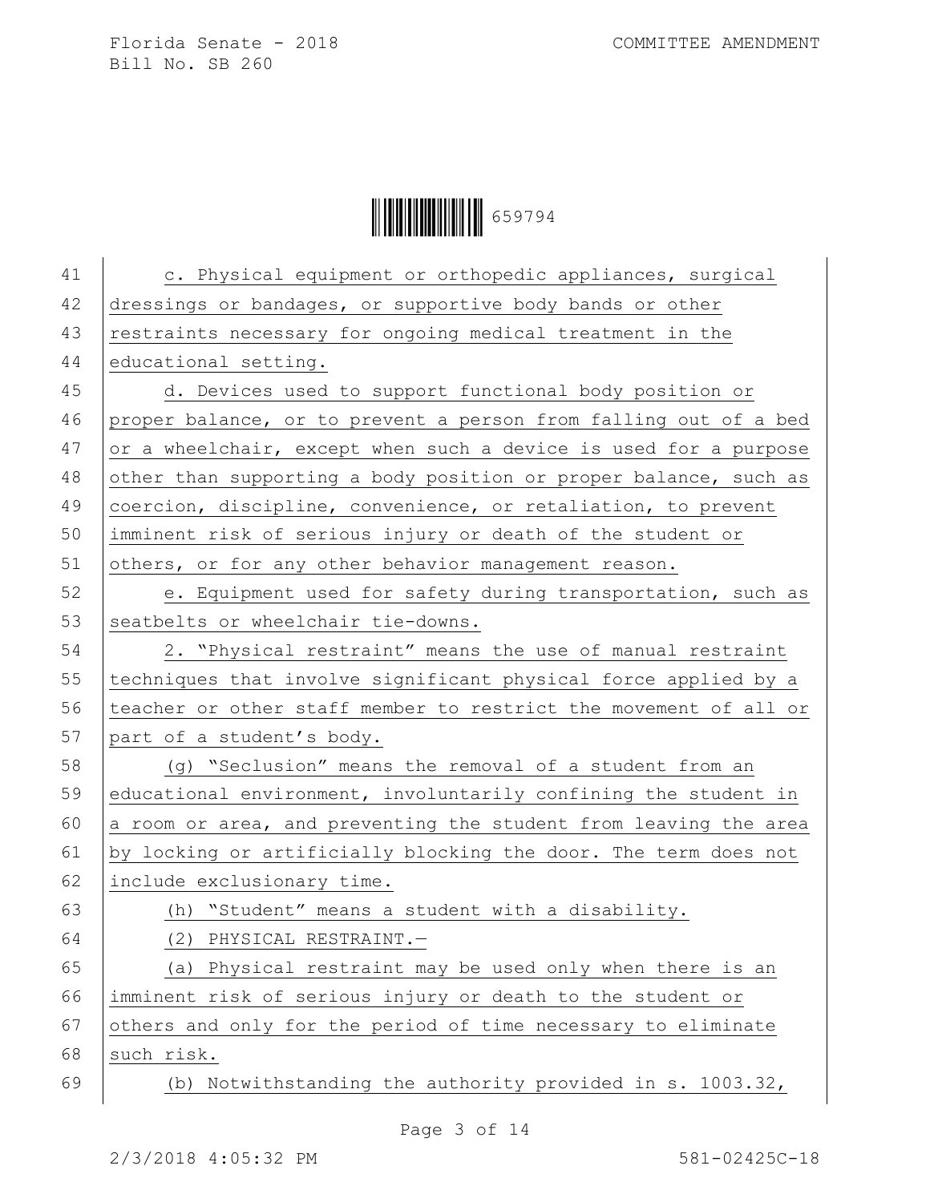c. Physical equipment or orthopedic appliances, surgical dressings or bandages, or supportive body bands or other restraints necessary for ongoing medical treatment in the educational setting.

d. Devices used to support functional body position or proper balance, or to prevent a person from falling out of a bed or a wheelchair, except when such a device is used for a purpose other than supporting a body position or proper balance, such as coercion, discipline, convenience, or retaliation, to prevent imminent risk of serious injury or death of the student or others, or for any other behavior management reason.

e. Equipment used for safety during transportation, such as seatbelts or wheelchair tie-downs.

2. "Physical restraint" means the use of manual restraint techniques that involve significant physical force applied by a teacher or other staff member to restrict the movement of all or part of a student's body.

(g) "Seclusion" means the removal of a student from an educational environment, involuntarily confining the student in a room or area, and preventing the student from leaving the area by locking or artificially blocking the door. The term does not include exclusionary time.

(h) "Student" means a student with a disability.

(2) PHYSICAL RESTRAINT.—

(a) Physical restraint may be used only when there is an imminent risk of serious injury or death to the student or others and only for the period of time necessary to eliminate such risk.

(b) Notwithstanding the authority provided in s. 1003.32,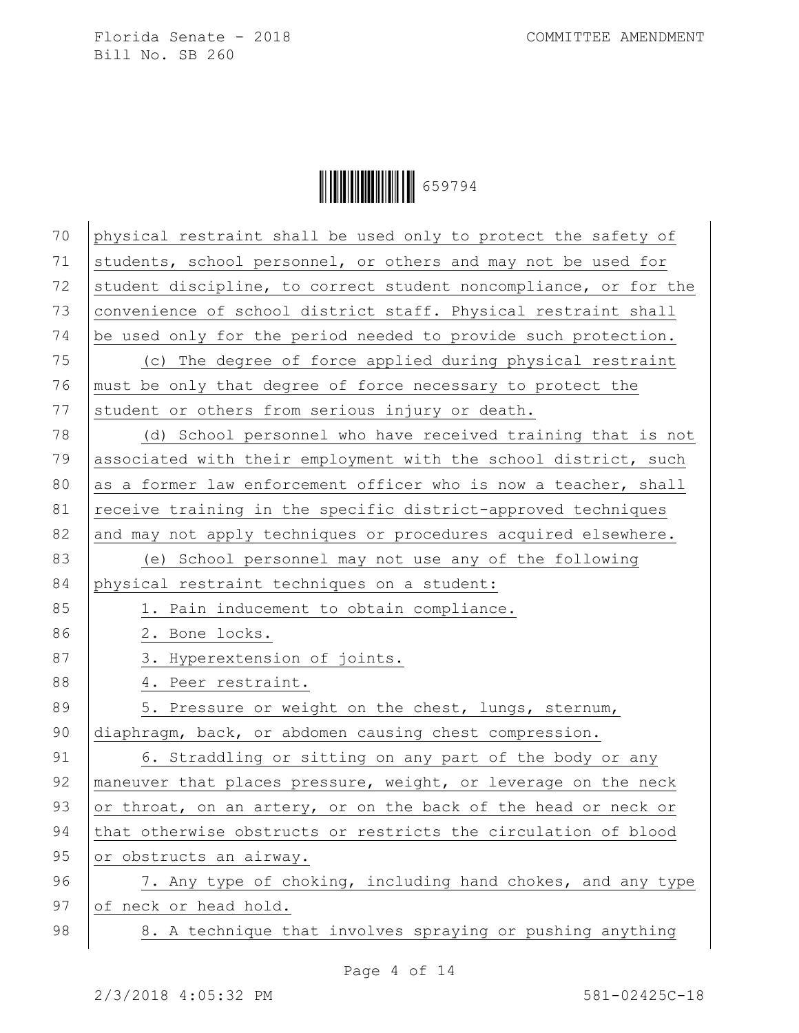physical restraint shall be used only to protect the safety of students, school personnel, or others and may not be used for student discipline, to correct student noncompliance, or for the convenience of school district staff. Physical restraint shall be used only for the period needed to provide such protection.

(c) The degree of force applied during physical restraint must be only that degree of force necessary to protect the student or others from serious injury or death.

(d) School personnel who have received training that is not associated with their employment with the school district, such as a former law enforcement officer who is now a teacher, shall receive training in the specific district-approved techniques and may not apply techniques or procedures acquired elsewhere.

(e) School personnel may not use any of the following physical restraint techniques on a student:

1. Pain inducement to obtain compliance.
2. Bone locks.
3. Hyperextension of joints.
4. Peer restraint.
5. Pressure or weight on the chest, lungs, sternum, diaphragm, back, or abdomen causing chest compression.
6. Straddling or sitting on any part of the body or any maneuver that places pressure, weight, or leverage on the neck or throat, on an artery, or on the back of the head or neck or that otherwise obstructs or restricts the circulation of blood or obstructs an airway.
7. Any type of choking, including hand chokes, and any type of neck or head hold.
8. A technique that involves spraying or pushing anything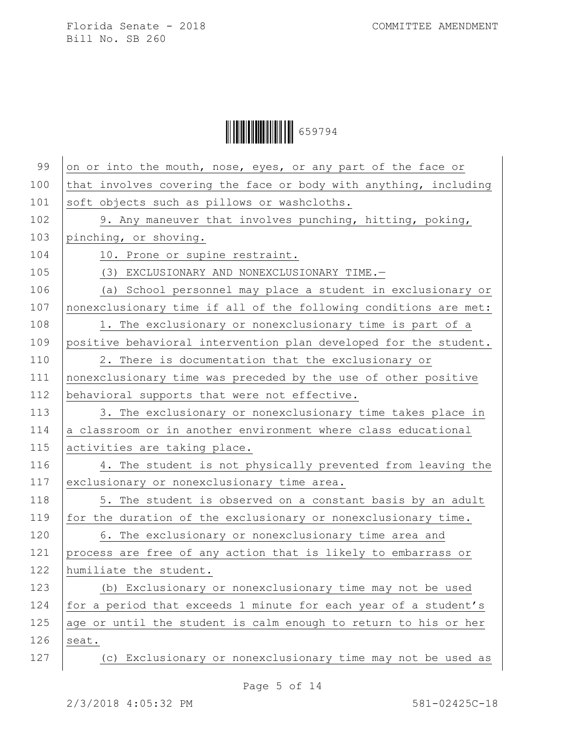on or into the mouth, nose, eyes, or any part of the face or that involves covering the face or body with anything, including soft objects such as pillows or washcloths.

9. Any maneuver that involves punching, hitting, poking, pinching, or shoving.

10. Prone or supine restraint.

(3) EXCLUSIONARY AND NONEXCLUSIONARY TIME.—

(a) School personnel may place a student in exclusionary or nonexclusionary time if all of the following conditions are met:

1. The exclusionary or nonexclusionary time is part of a positive behavioral intervention plan developed for the student.

2. There is documentation that the exclusionary or nonexclusionary time was preceded by the use of other positive behavioral supports that were not effective.

3. The exclusionary or nonexclusionary time takes place in a classroom or in another environment where class educational activities are taking place.

4. The student is not physically prevented from leaving the exclusionary or nonexclusionary time area.

5. The student is observed on a constant basis by an adult for the duration of the exclusionary or nonexclusionary time.

6. The exclusionary or nonexclusionary time area and process are free of any action that is likely to embarrass or humiliate the student.

(b) Exclusionary or nonexclusionary time may not be used for a period that exceeds 1 minute for each year of a student's age or until the student is calm enough to return to his or her seat.

(c) Exclusionary or nonexclusionary time may not be used as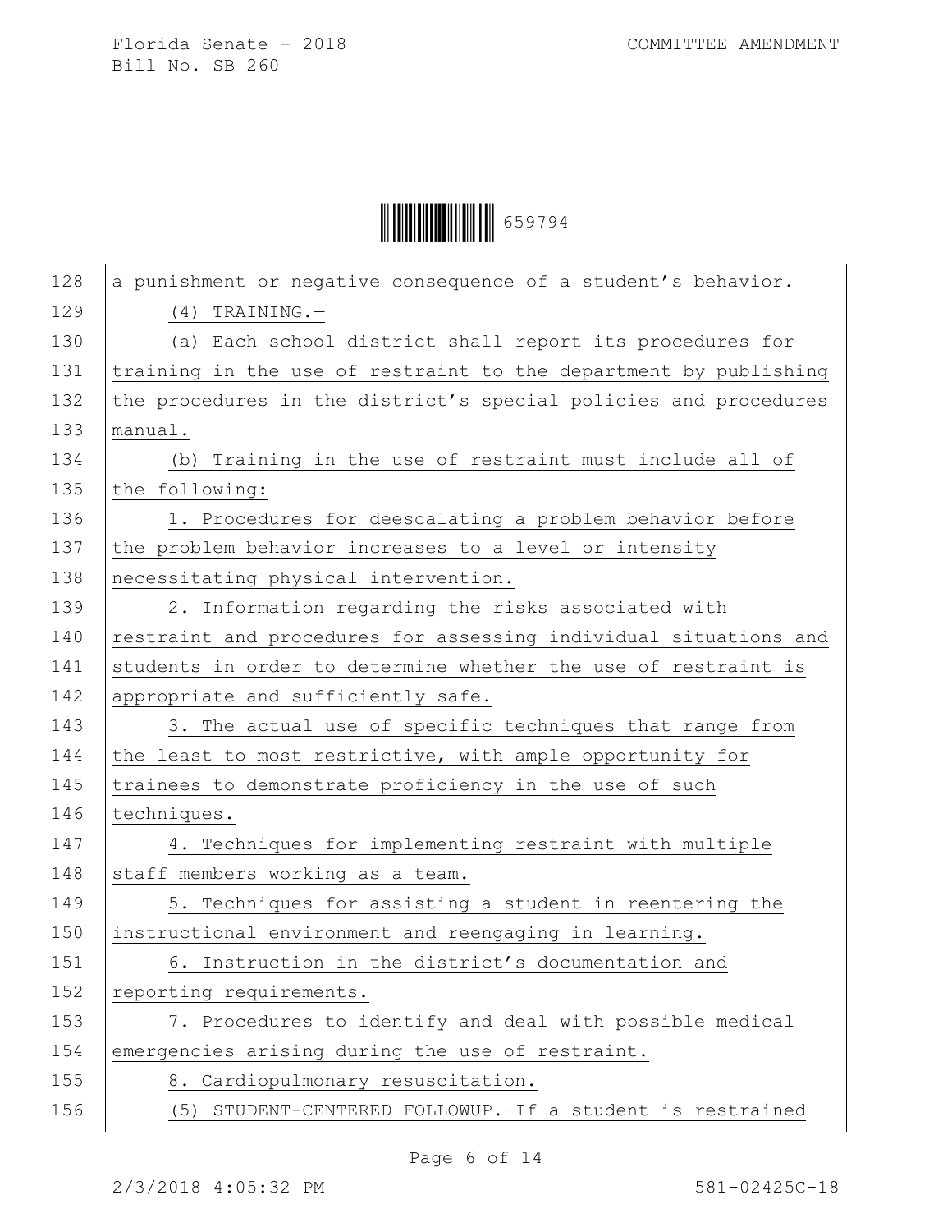a punishment or negative consequence of a student's behavior.

(4) TRAINING.—

(a) Each school district shall report its procedures for training in the use of restraint to the department by publishing the procedures in the district's special policies and procedures manual.

(b) Training in the use of restraint must include all of the following:

1. Procedures for deescalating a problem behavior before the problem behavior increases to a level or intensity necessitating physical intervention.

2. Information regarding the risks associated with restraint and procedures for assessing individual situations and students in order to determine whether the use of restraint is appropriate and sufficiently safe.

3. The actual use of specific techniques that range from the least to most restrictive, with ample opportunity for trainees to demonstrate proficiency in the use of such techniques.

4. Techniques for implementing restraint with multiple staff members working as a team.

5. Techniques for assisting a student in reentering the instructional environment and reengaging in learning.

6. Instruction in the district's documentation and reporting requirements.

7. Procedures to identify and deal with possible medical emergencies arising during the use of restraint.

8. Cardiopulmonary resuscitation.

(5) STUDENT-CENTERED FOLLOWUP.—If a student is restrained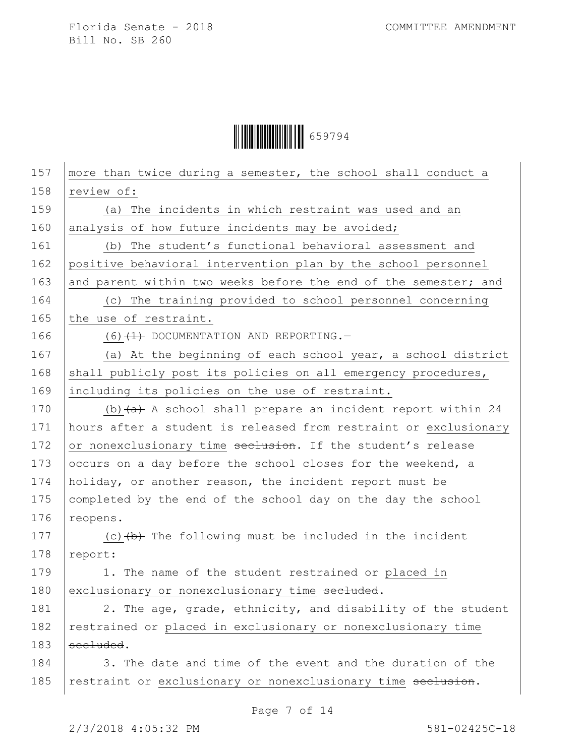157 more than twice during a semester, the school shall conduct a
158 review of:

159 (a) The incidents in which restraint was used and an
160 analysis of how future incidents may be avoided;

161 (b) The student's functional behavioral assessment and
162 positive behavioral intervention plan by the school personnel
163 and parent within two weeks before the end of the semester; and

164 (c) The training provided to school personnel concerning
165 the use of restraint.

166 (6)~~(1)~~ DOCUMENTATION AND REPORTING.—

167 (a) At the beginning of each school year, a school district
168 shall publicly post its policies on all emergency procedures,
169 including its policies on the use of restraint.

170 (b)~~(a)~~ A school shall prepare an incident report within 24
171 hours after a student is released from restraint or exclusionary
172 or nonexclusionary time ~~seclusion~~. If the student's release
173 occurs on a day before the school closes for the weekend, a
174 holiday, or another reason, the incident report must be
175 completed by the end of the school day on the day the school
176 reopens.

177 (c)~~(b)~~ The following must be included in the incident
178 report:

179 1. The name of the student restrained or placed in
180 exclusionary or nonexclusionary time ~~secluded~~.

181 2. The age, grade, ethnicity, and disability of the student
182 restrained or placed in exclusionary or nonexclusionary time
183 ~~secluded~~.

184 3. The date and time of the event and the duration of the
185 restraint or exclusionary or nonexclusionary time ~~seclusion~~.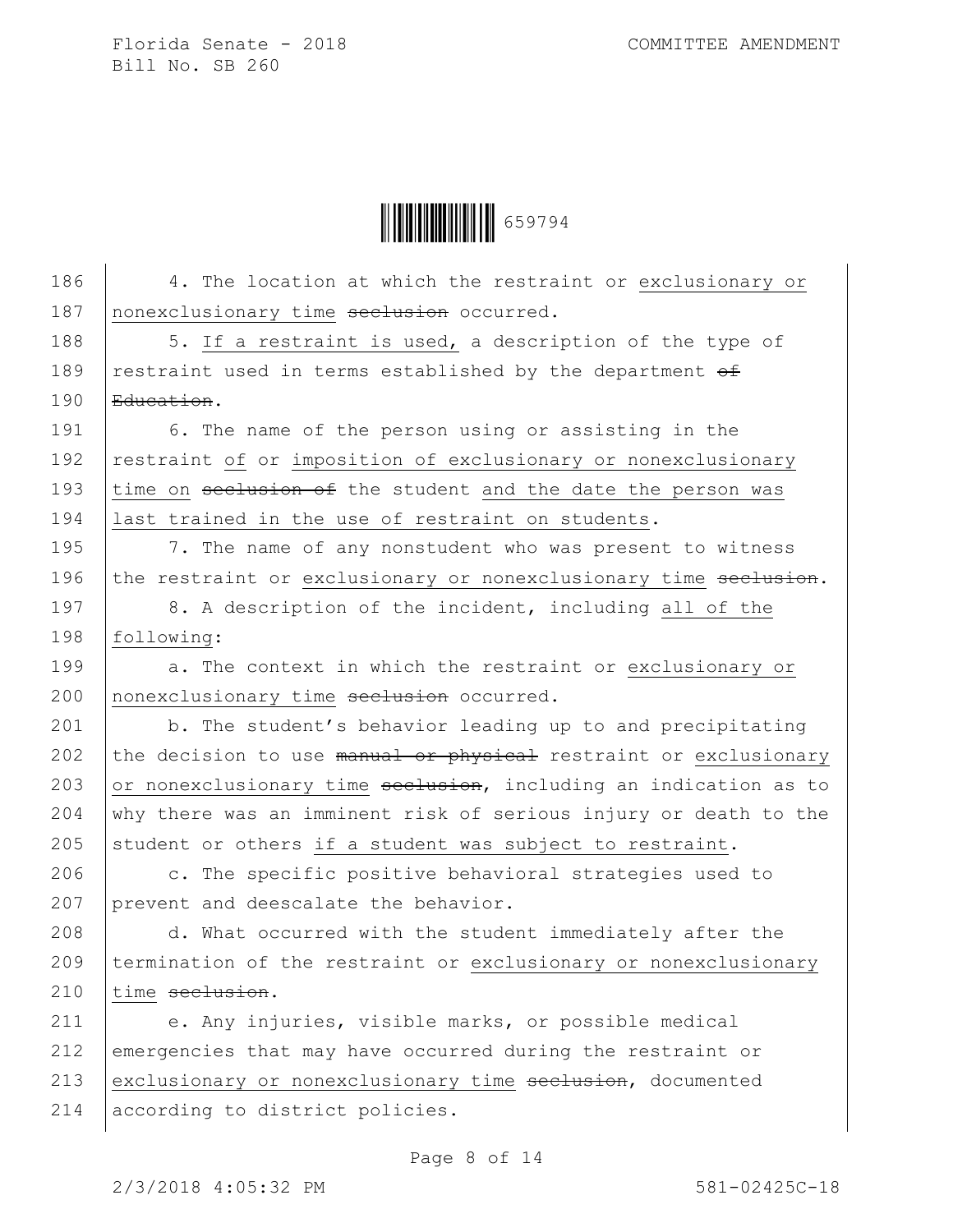4. The location at which the restraint or exclusionary or nonexclusionary time ~~seclusion~~ occurred.

5. If a restraint is used, a description of the type of restraint used in terms established by the department ~~of Education~~.

6. The name of the person using or assisting in the restraint of or imposition of exclusionary or nonexclusionary time on ~~seclusion of~~ the student and the date the person was last trained in the use of restraint on students.

7. The name of any nonstudent who was present to witness the restraint or exclusionary or nonexclusionary time ~~seclusion~~.

8. A description of the incident, including all of the following:

a. The context in which the restraint or exclusionary or nonexclusionary time ~~seclusion~~ occurred.

b. The student's behavior leading up to and precipitating the decision to use ~~manual or physical~~ restraint or exclusionary or nonexclusionary time ~~seclusion~~, including an indication as to why there was an imminent risk of serious injury or death to the student or others if a student was subject to restraint.

c. The specific positive behavioral strategies used to prevent and deescalate the behavior.

d. What occurred with the student immediately after the termination of the restraint or exclusionary or nonexclusionary time ~~seclusion~~.

e. Any injuries, visible marks, or possible medical emergencies that may have occurred during the restraint or exclusionary or nonexclusionary time ~~seclusion~~, documented according to district policies.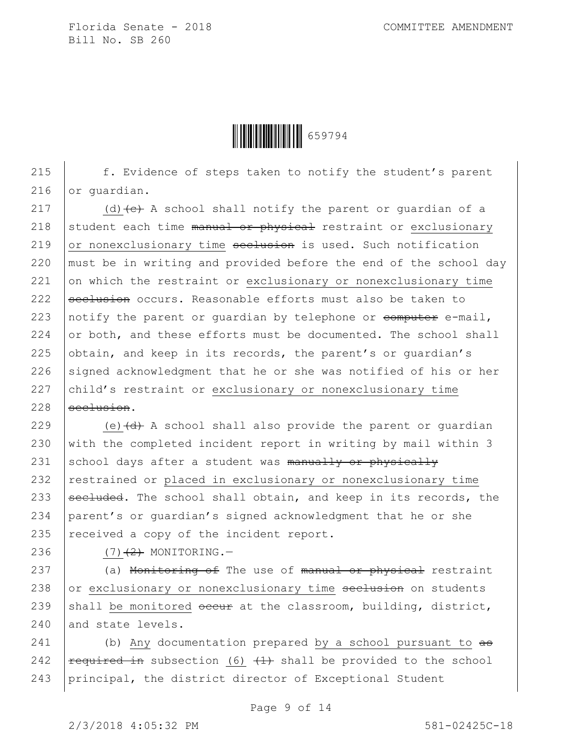f. Evidence of steps taken to notify the student's parent or guardian.

(d) ~~(c)~~ A school shall notify the parent or guardian of a student each time ~~manual or physical~~ restraint or exclusionary or nonexclusionary time ~~seclusion~~ is used. Such notification must be in writing and provided before the end of the school day on which the restraint or exclusionary or nonexclusionary time ~~seclusion~~ occurs. Reasonable efforts must also be taken to notify the parent or guardian by telephone or ~~computer~~ e-mail, or both, and these efforts must be documented. The school shall obtain, and keep in its records, the parent's or guardian's signed acknowledgment that he or she was notified of his or her child's restraint or exclusionary or nonexclusionary time ~~seclusion~~.

(e) ~~(d)~~ A school shall also provide the parent or guardian with the completed incident report in writing by mail within 3 school days after a student was ~~manually or physically~~ restrained or placed in exclusionary or nonexclusionary time ~~secluded~~. The school shall obtain, and keep in its records, the parent's or guardian's signed acknowledgment that he or she received a copy of the incident report.

(7) ~~(2)~~ MONITORING.—

(a) ~~Monitoring of~~ The use of ~~manual or physical~~ restraint or exclusionary or nonexclusionary time ~~seclusion~~ on students shall be monitored ~~occur~~ at the classroom, building, district, and state levels.

(b) Any documentation prepared by a school pursuant to ~~as required in~~ subsection (6) ~~(1)~~ shall be provided to the school principal, the district director of Exceptional Student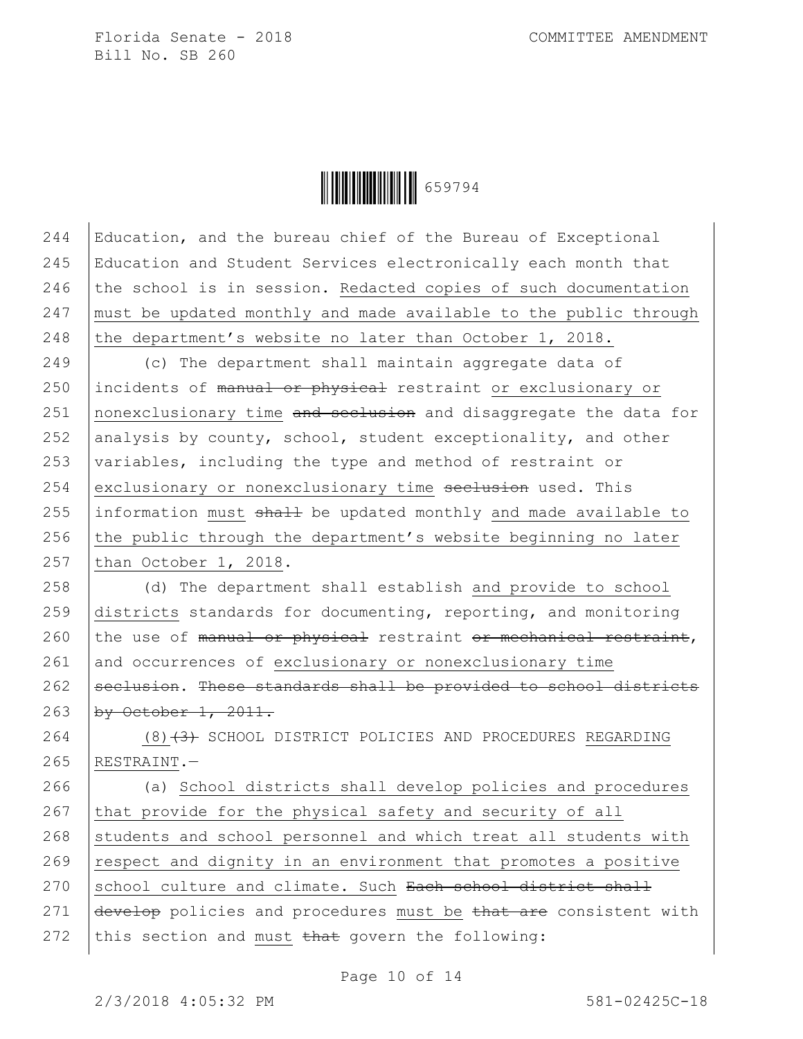Education, and the bureau chief of the Bureau of Exceptional Education and Student Services electronically each month that the school is in session. Redacted copies of such documentation must be updated monthly and made available to the public through the department's website no later than October 1, 2018.

(c) The department shall maintain aggregate data of incidents of ~~manual or physical~~ restraint or exclusionary or nonexclusionary time ~~and seclusion~~ and disaggregate the data for analysis by county, school, student exceptionality, and other variables, including the type and method of restraint or exclusionary or nonexclusionary time ~~seclusion~~ used. This information must ~~shall~~ be updated monthly and made available to the public through the department's website beginning no later than October 1, 2018.

(d) The department shall establish and provide to school districts standards for documenting, reporting, and monitoring the use of ~~manual or physical~~ restraint ~~or mechanical restraint~~, and occurrences of exclusionary or nonexclusionary time ~~seclusion~~. ~~These standards shall be provided to school districts by October 1, 2011.~~

(8)~~(3)~~ SCHOOL DISTRICT POLICIES AND PROCEDURES REGARDING RESTRAINT.—

(a) School districts shall develop policies and procedures that provide for the physical safety and security of all students and school personnel and which treat all students with respect and dignity in an environment that promotes a positive school culture and climate. Such ~~Each school district shall develop~~ policies and procedures must be ~~that are~~ consistent with this section and must ~~that~~ govern the following: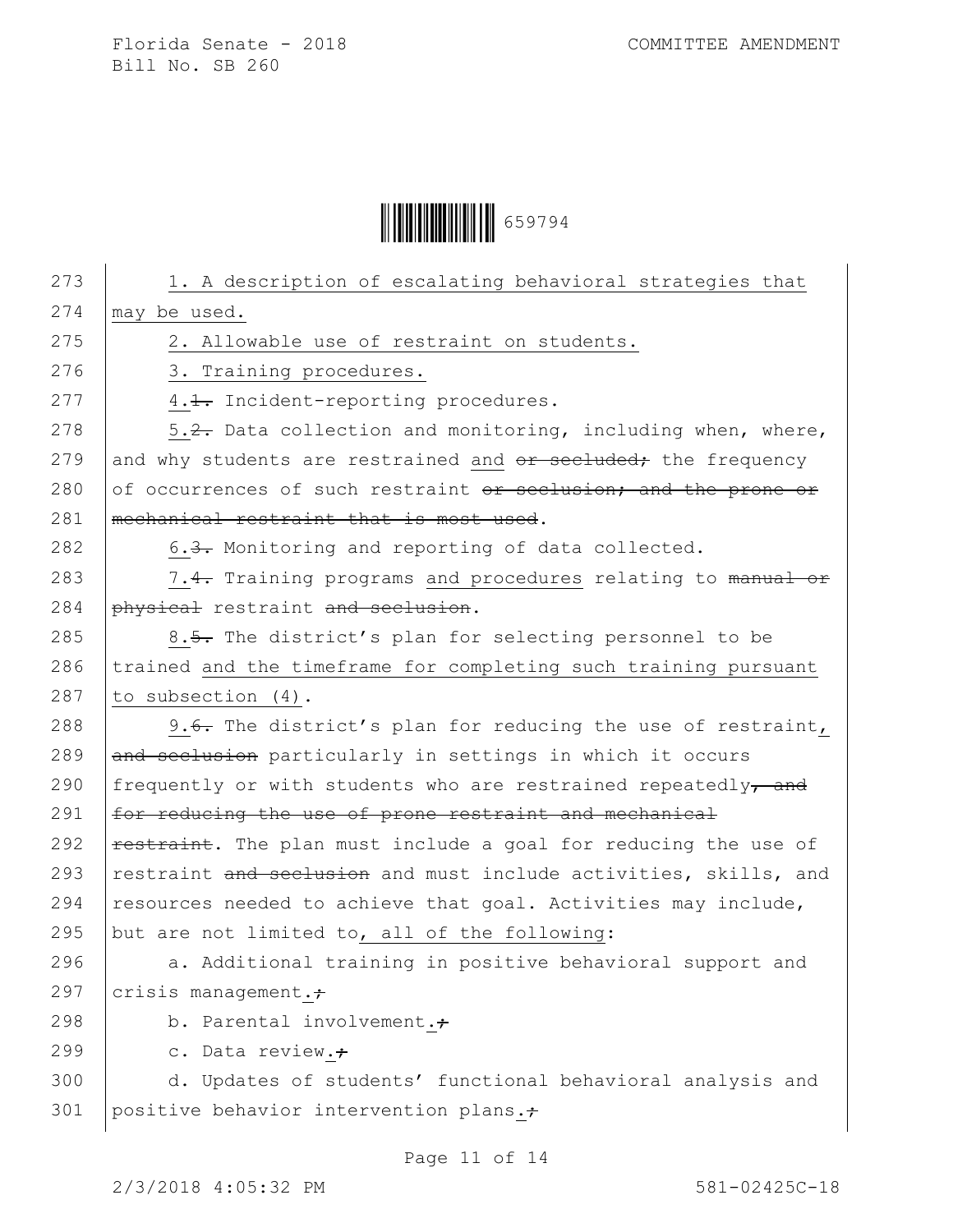1. A description of escalating behavioral strategies that may be used.

2. Allowable use of restraint on students.

3. Training procedures.

4.~~1.~~ Incident-reporting procedures.

5.~~2.~~ Data collection and monitoring, including when, where, and why students are restrained and ~~or secluded;~~ the frequency of occurrences of such restraint ~~or seclusion; and the prone or mechanical restraint that is most used~~.

6.~~3.~~ Monitoring and reporting of data collected.

7.~~4.~~ Training programs and procedures relating to ~~manual or physical~~ restraint ~~and seclusion~~.

8.~~5.~~ The district's plan for selecting personnel to be trained and the timeframe for completing such training pursuant to subsection (4).

9.~~6.~~ The district's plan for reducing the use of restraint, ~~and seclusion~~ particularly in settings in which it occurs frequently or with students who are restrained repeatedly~~, and for reducing the use of prone restraint and mechanical restraint~~. The plan must include a goal for reducing the use of restraint ~~and seclusion~~ and must include activities, skills, and resources needed to achieve that goal. Activities may include, but are not limited to, all of the following:

a. Additional training in positive behavioral support and crisis management.~~;~~

b. Parental involvement.~~;~~

c. Data review.~~;~~

d. Updates of students' functional behavioral analysis and positive behavior intervention plans.~~;~~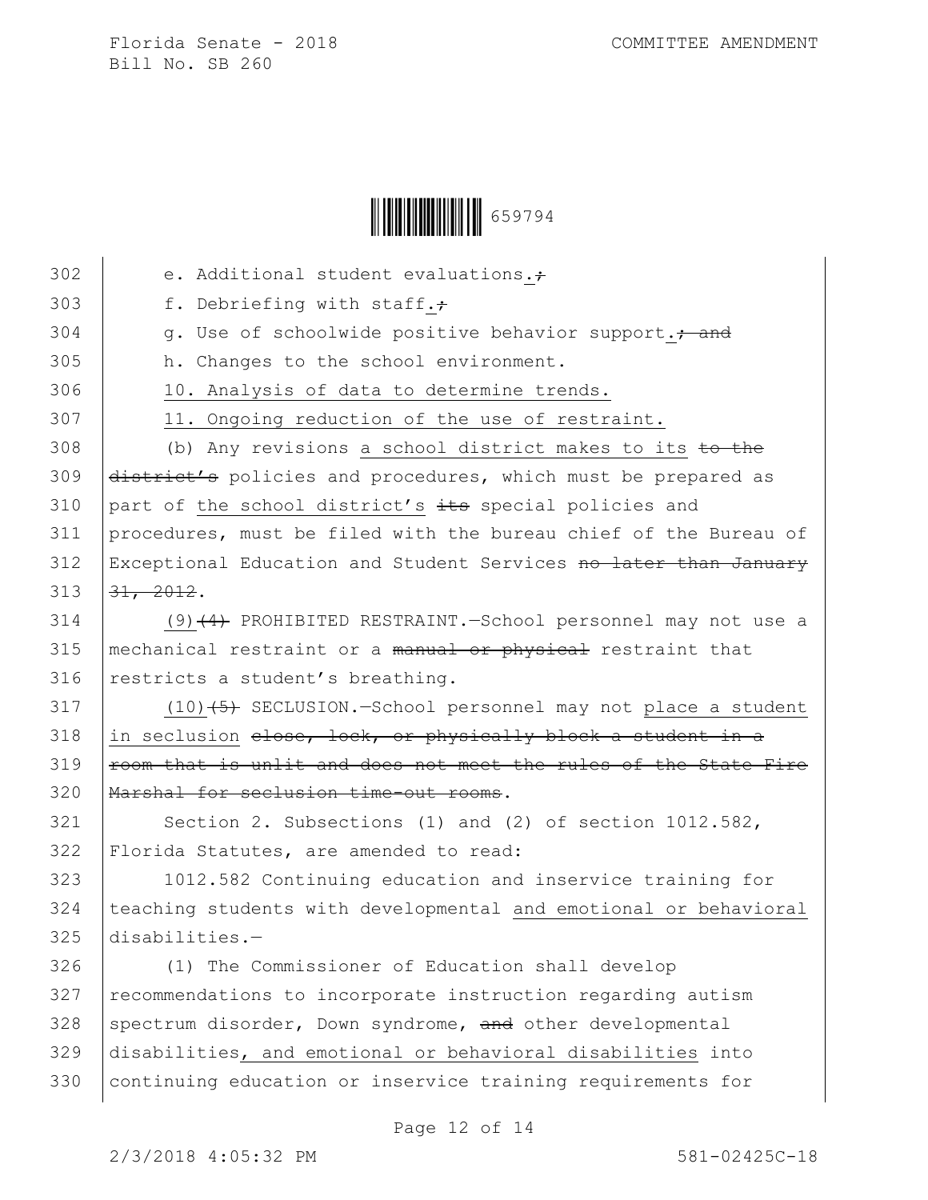302 e. Additional student evaluations.~~;~~

303 f. Debriefing with staff.~~;~~

304 g. Use of schoolwide positive behavior support.~~; and~~

305 h. Changes to the school environment.

306 10. Analysis of data to determine trends.

307 11. Ongoing reduction of the use of restraint.

308 (b) Any revisions a school district makes to its ~~to the~~
309 ~~district's~~ policies and procedures, which must be prepared as
310 part of the school district's ~~its~~ special policies and
311 procedures, must be filed with the bureau chief of the Bureau of
312 Exceptional Education and Student Services ~~no later than January~~
313 ~~31, 2012~~.

314 (9)~~(4)~~ PROHIBITED RESTRAINT.—School personnel may not use a
315 mechanical restraint or a ~~manual or physical~~ restraint that
316 restricts a student's breathing.

317 (10)~~(5)~~ SECLUSION.—School personnel may not place a student
318 in seclusion ~~close, lock, or physically block a student in a~~
319 ~~room that is unlit and does not meet the rules of the State Fire~~
320 ~~Marshal for seclusion time-out rooms~~.

321 Section 2. Subsections (1) and (2) of section 1012.582,
322 Florida Statutes, are amended to read:

323 1012.582 Continuing education and inservice training for
324 teaching students with developmental and emotional or behavioral
325 disabilities.—

326 (1) The Commissioner of Education shall develop
327 recommendations to incorporate instruction regarding autism
328 spectrum disorder, Down syndrome, ~~and~~ other developmental
329 disabilities, and emotional or behavioral disabilities into
330 continuing education or inservice training requirements for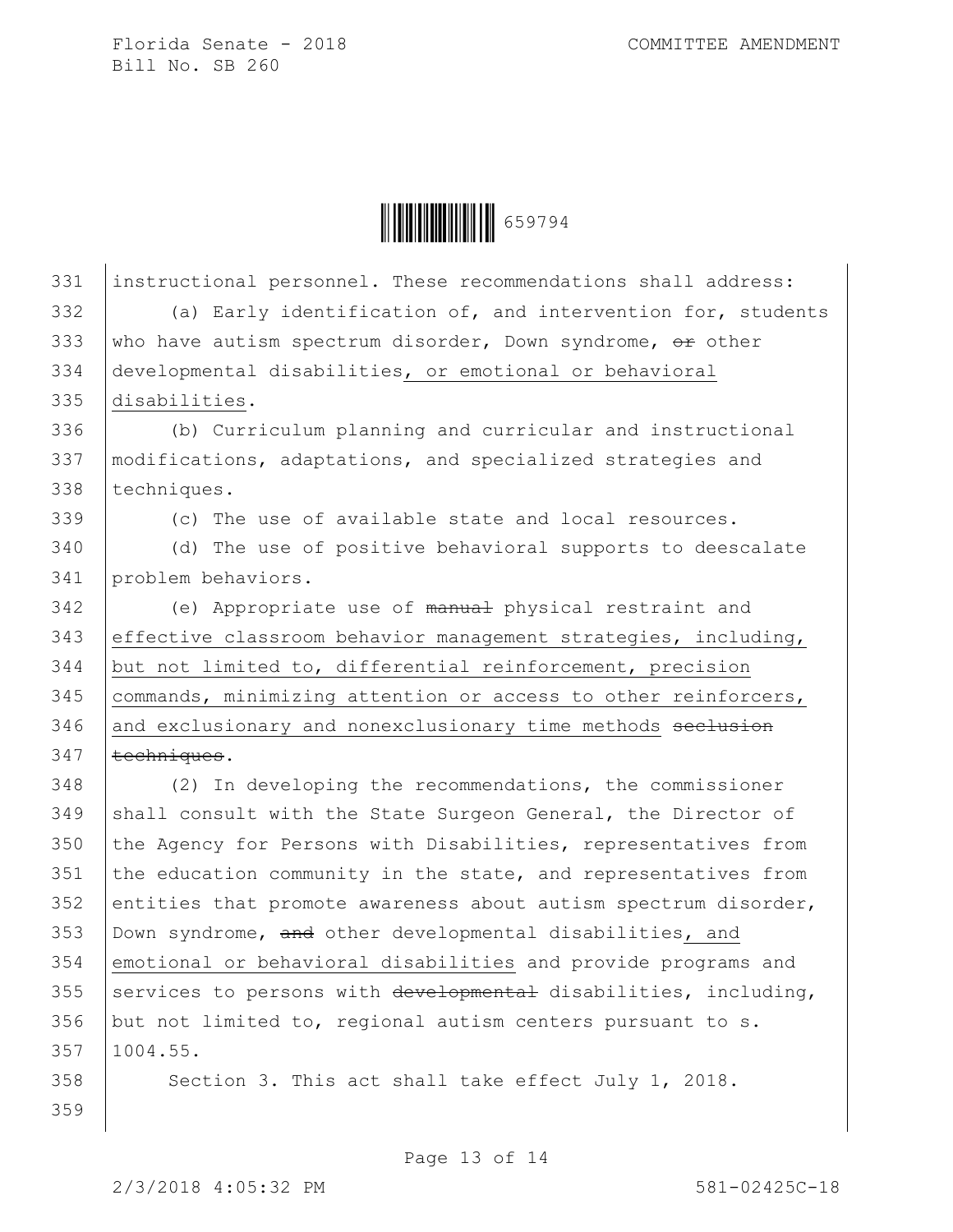instructional personnel. These recommendations shall address:

(a) Early identification of, and intervention for, students who have autism spectrum disorder, Down syndrome, ~~or~~ other developmental disabilities, or emotional or behavioral disabilities.

(b) Curriculum planning and curricular and instructional modifications, adaptations, and specialized strategies and techniques.

(c) The use of available state and local resources.

(d) The use of positive behavioral supports to deescalate problem behaviors.

(e) Appropriate use of ~~manual~~ physical restraint and effective classroom behavior management strategies, including, but not limited to, differential reinforcement, precision commands, minimizing attention or access to other reinforcers, and exclusionary and nonexclusionary time methods ~~seclusion techniques~~.

(2) In developing the recommendations, the commissioner shall consult with the State Surgeon General, the Director of the Agency for Persons with Disabilities, representatives from the education community in the state, and representatives from entities that promote awareness about autism spectrum disorder, Down syndrome, ~~and~~ other developmental disabilities, and emotional or behavioral disabilities and provide programs and services to persons with ~~developmental~~ disabilities, including, but not limited to, regional autism centers pursuant to s. 1004.55.

Section 3. This act shall take effect July 1, 2018.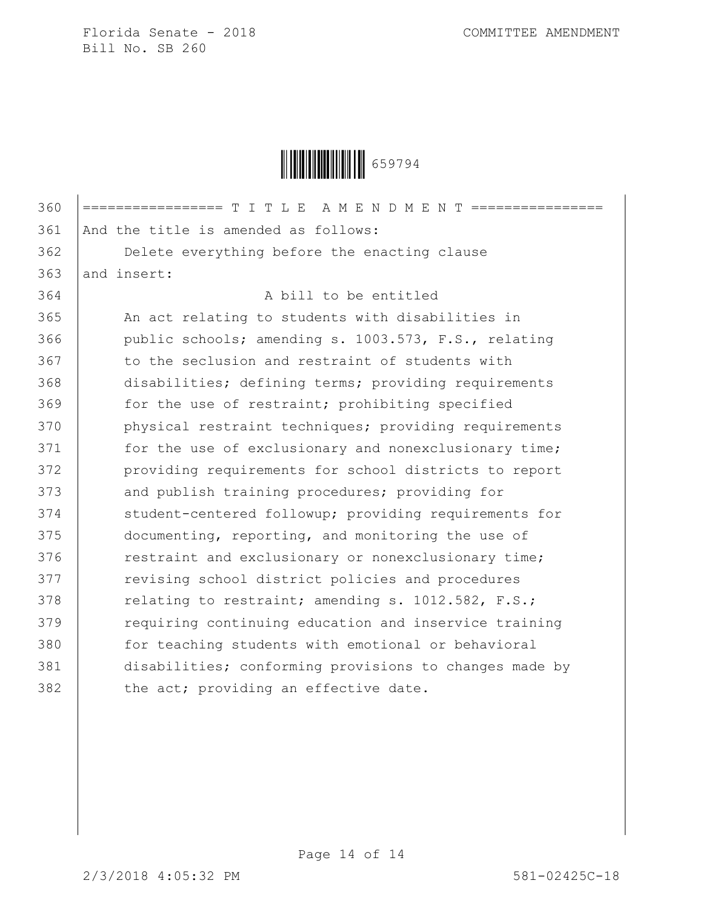================= T I T L E A M E N D M E N T ================

And the title is amended as follows:

Delete everything before the enacting clause

and insert:

A bill to be entitled

An act relating to students with disabilities in public schools; amending s. 1003.573, F.S., relating to the seclusion and restraint of students with disabilities; defining terms; providing requirements for the use of restraint; prohibiting specified physical restraint techniques; providing requirements for the use of exclusionary and nonexclusionary time; providing requirements for school districts to report and publish training procedures; providing for student-centered followup; providing requirements for documenting, reporting, and monitoring the use of restraint and exclusionary or nonexclusionary time; revising school district policies and procedures relating to restraint; amending s. 1012.582, F.S.; requiring continuing education and inservice training for teaching students with emotional or behavioral disabilities; conforming provisions to changes made by the act; providing an effective date.